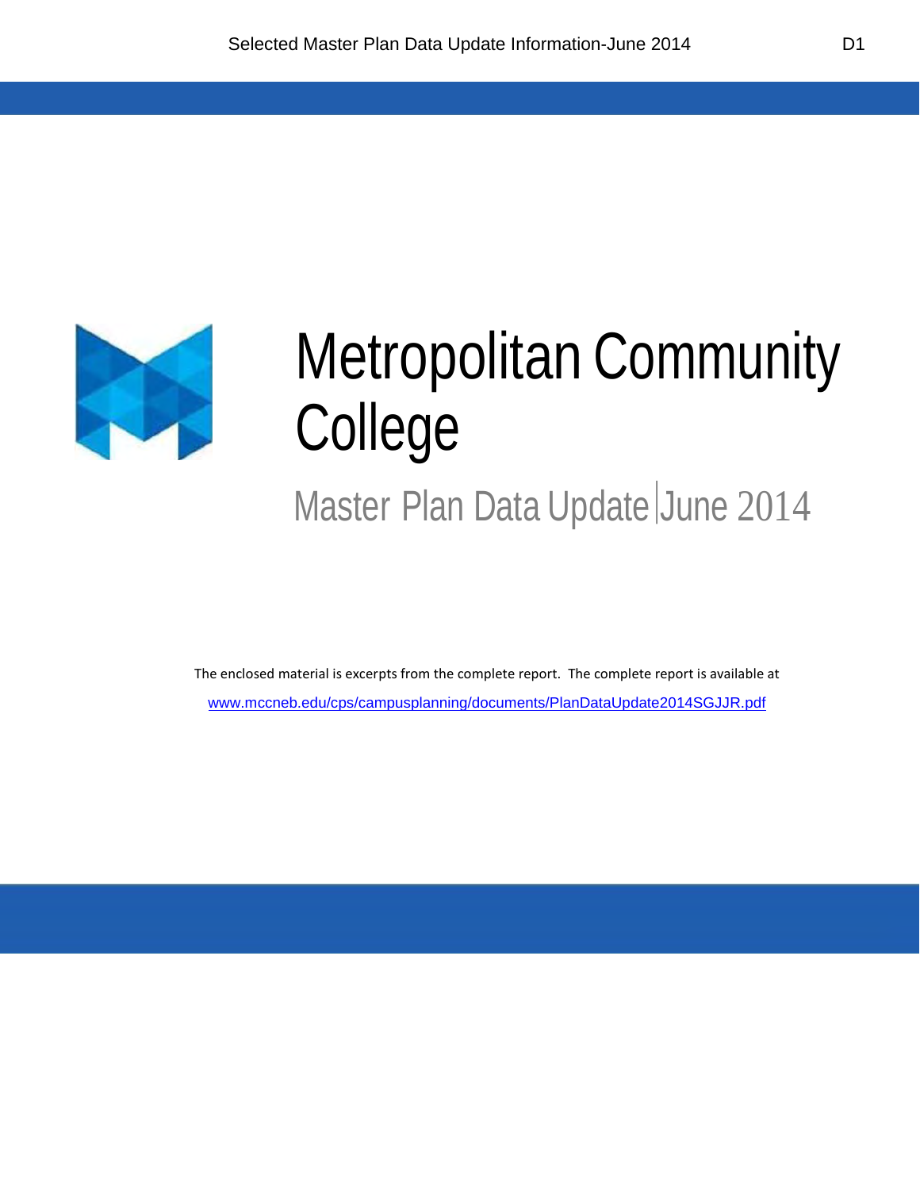# Metropolitan Community College

## Master Plan Data Update | June 2014

The enclosed material is excerpts from the complete report. The complete report is available at

www.mccneb.edu/cps/campusplanning/documents/PlanDataUpdate2014SGJJR.pdf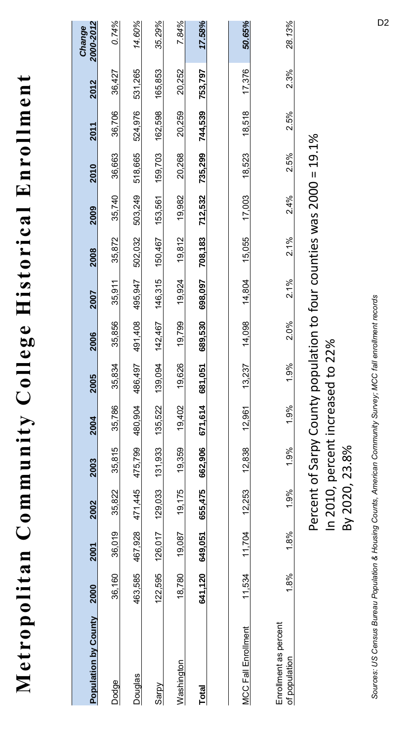# Metropolitan Community College Historical Enrollment

| Population by County | 2000 | 2001 | 2002 | 2003 | 2004 | 2005 | 2006 | 2007 | 2008 | 2009 | 2010 | 2011 | 2012 | *Change 2000-2012* |
|---|---|---|---|---|---|---|---|---|---|---|---|---|---|---|
| Dodge | 36,160 | 36,019 | 35,822 | 35,815 | 35,786 | 35,834 | 35,856 | 35,911 | 35,872 | 35,740 | 36,663 | 36,706 | 36,427 | *0.74%* |
| Douglas | 463,585 | 467,928 | 471,445 | 475,799 | 480,904 | 486,497 | 491,408 | 495,947 | 502,032 | 503,249 | 518,665 | 524,976 | 531,265 | *14.60%* |
| Sarpy | 122,595 | 126,017 | 129,033 | 131,933 | 135,522 | 139,094 | 142,467 | 146,315 | 150,467 | 153,561 | 159,703 | 162,598 | 165,853 | *35.29%* |
| Washington | 18,780 | 19,087 | 19,175 | 19,359 | 19,402 | 19,626 | 19,799 | 19,924 | 19,812 | 19,982 | 20,268 | 20,259 | 20,252 | *7.84%* |
| **Total** | **641,120** | **649,051** | **655,475** | **662,906** | **671,614** | **681,051** | **689,530** | **698,097** | **708,183** | **712,532** | **735,299** | **744,539** | **753,797** | ***17.58%*** |
| | | | | | | | | | | | | | | |
| MCC Fall Enrollment | 11,534 | 11,704 | 12,253 | 12,838 | 12,961 | 13,237 | 14,098 | 14,804 | 15,055 | 17,003 | 18,523 | 18,518 | 17,376 | ***50.65%*** |
| | | | | | | | | | | | | | | |
| Enrollment as percent of population | 1.8% | 1.8% | 1.9% | 1.9% | 1.9% | 1.9% | 2.0% | 2.1% | 2.1% | 2.4% | 2.5% | 2.5% | 2.3% | *28.13%* |

Percent of Sarpy County population to four counties was 2000 = 19.1%

In 2010, percent increased to 22%

By 2020, 23.8%

*Sources: US Census Bureau Population & Housing Counts, American Community Survey; MCC fall enrollment records*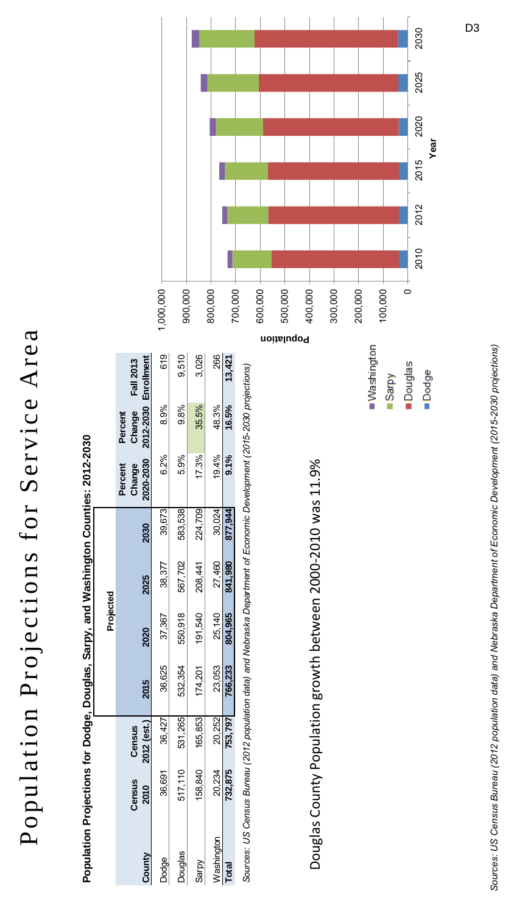# Population Projections for Service Area

**Population Projections for Dodge, Douglas, Sarpy, and Washington Counties: 2012-2030**

| County | Census 2010 | Census 2012 (est.) | Projected 2015 | 2020 | 2025 | 2030 | Percent Change 2020-2030 | Percent Change 2012-2030 | Fall 2013 Enrollment |
|---|---|---|---|---|---|---|---|---|---|
| Dodge | 36,691 | 36,427 | 36,625 | 37,367 | 38,377 | 39,673 | 6.2% | 8.9% | 619 |
| Douglas | 517,110 | 531,265 | 532,354 | 550,918 | 567,702 | 583,538 | 5.9% | 9.8% | 9,510 |
| Sarpy | 158,840 | 165,853 | 174,201 | 191,540 | 208,441 | 224,709 | 17.3% | 35.5% | 3,026 |
| Washington | 20,234 | 20,252 | 23,053 | 25,140 | 27,460 | 30,024 | 19.4% | 48.3% | 266 |
| **Total** | **732,875** | **753,797** | **766,233** | **804,965** | **841,980** | **877,944** | **9.1%** | **16.5%** | **13,421** |

*Sources: US Census Bureau (2012 population data) and Nebraska Department of Economic Development (2015-2030 projections)*

Douglas County Population growth between 2000-2010 was 11.9%

*Sources: US Census Bureau (2012 population data) and Nebraska Department of Economic Development (2015-2030 projections)*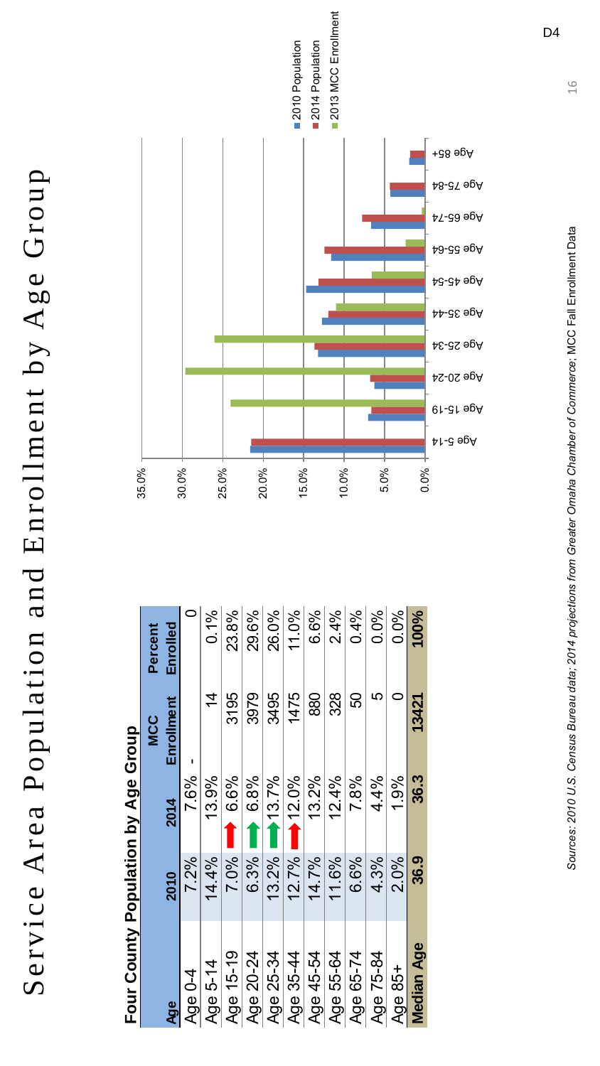# Service Area Population and Enrollment by Age Group

**Four County Population by Age Group**

| Age | 2010 | 2014 | MCC Enrollment | Percent Enrolled |
|---|---|---|---|---|
| Age 0-4 | 7.2% | 7.6% | - | 0 |
| Age 5-14 | 14.4% | 13.9% | 14 | 0.1% |
| Age 15-19 | 7.0% | 6.6% | 3195 | 23.8% |
| Age 20-24 | 6.3% | 6.8% | 3979 | 29.6% |
| Age 25-34 | 13.2% | 13.7% | 3495 | 26.0% |
| Age 35-44 | 12.7% | 12.0% | 1475 | 11.0% |
| Age 45-54 | 14.7% | 13.2% | 880 | 6.6% |
| Age 55-64 | 11.6% | 12.4% | 328 | 2.4% |
| Age 65-74 | 6.6% | 7.8% | 50 | 0.4% |
| Age 75-84 | 4.3% | 4.4% | 5 | 0.0% |
| Age 85+ | 2.0% | 1.9% | 0 | 0.0% |
| **Median Age** | **36.9** | **36.3** | **13421** | **100%** |

*Sources: 2010 U.S. Census Bureau data; 2014 projections from Greater Omaha Chamber of Commerce;* MCC Fall Enrollment Data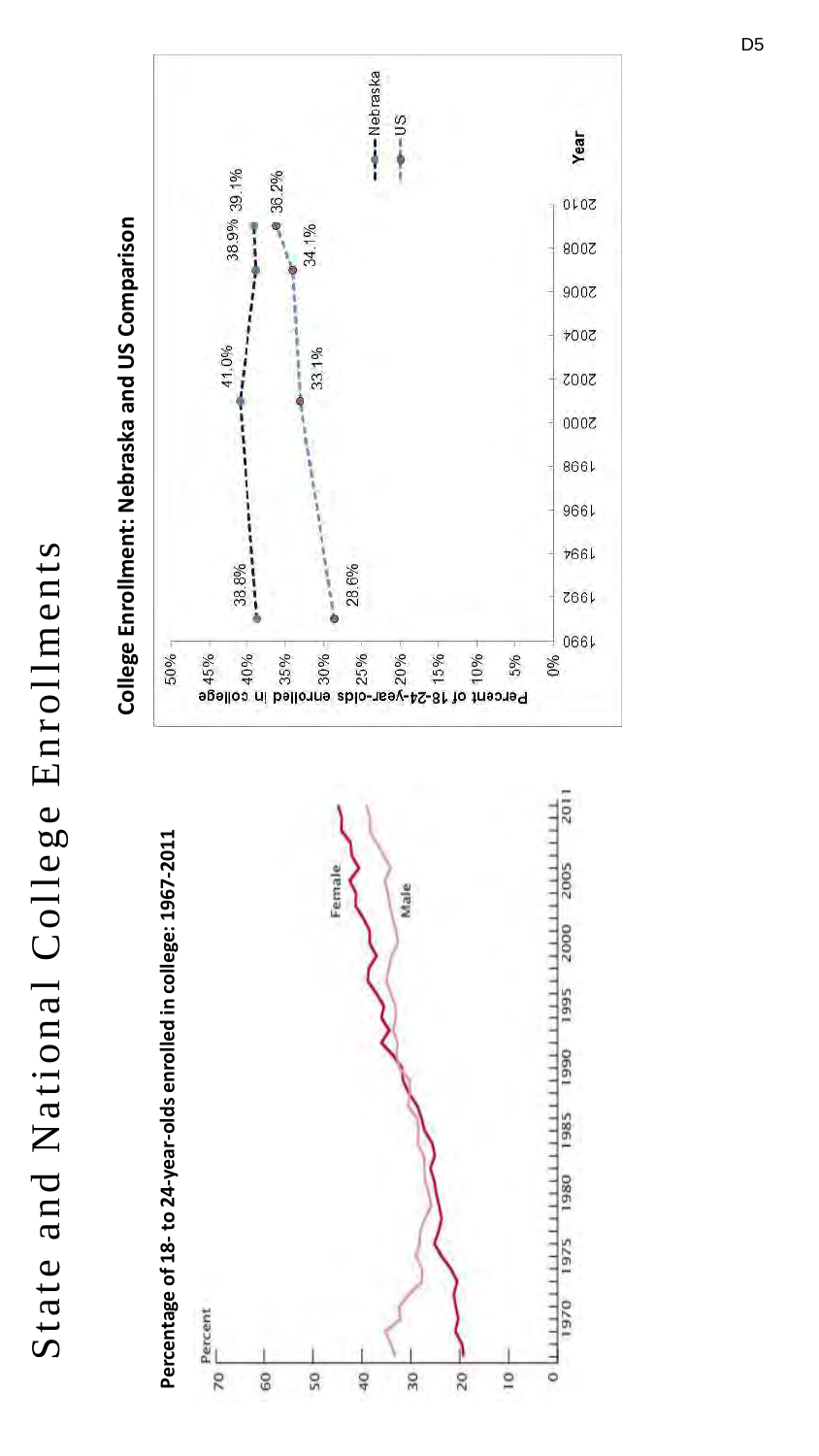# State and National College Enrollments

**Percentage of 18- to 24-year-olds enrolled in college: 1967-2011**

Percent

70
60
50
40
30
20
10
0

1970 1975 1980 1985 1990 1995 2000 2005 2011

Female

Male

**College Enrollment: Nebraska and US Comparison**

Percent of 18-24-year-olds enrolled in college

50%
45%
40%
35%
30%
25%
20%
15%
10%
5%
0%

1990 1992 1994 1996 1998 2000 2002 2004 2006 2008 2010

Year

Nebraska: 38.8%, 41.0%, 38.9%, 39.1%

US: 28.6%, 33.1%, 34.1%, 36.2%

Nebraska

US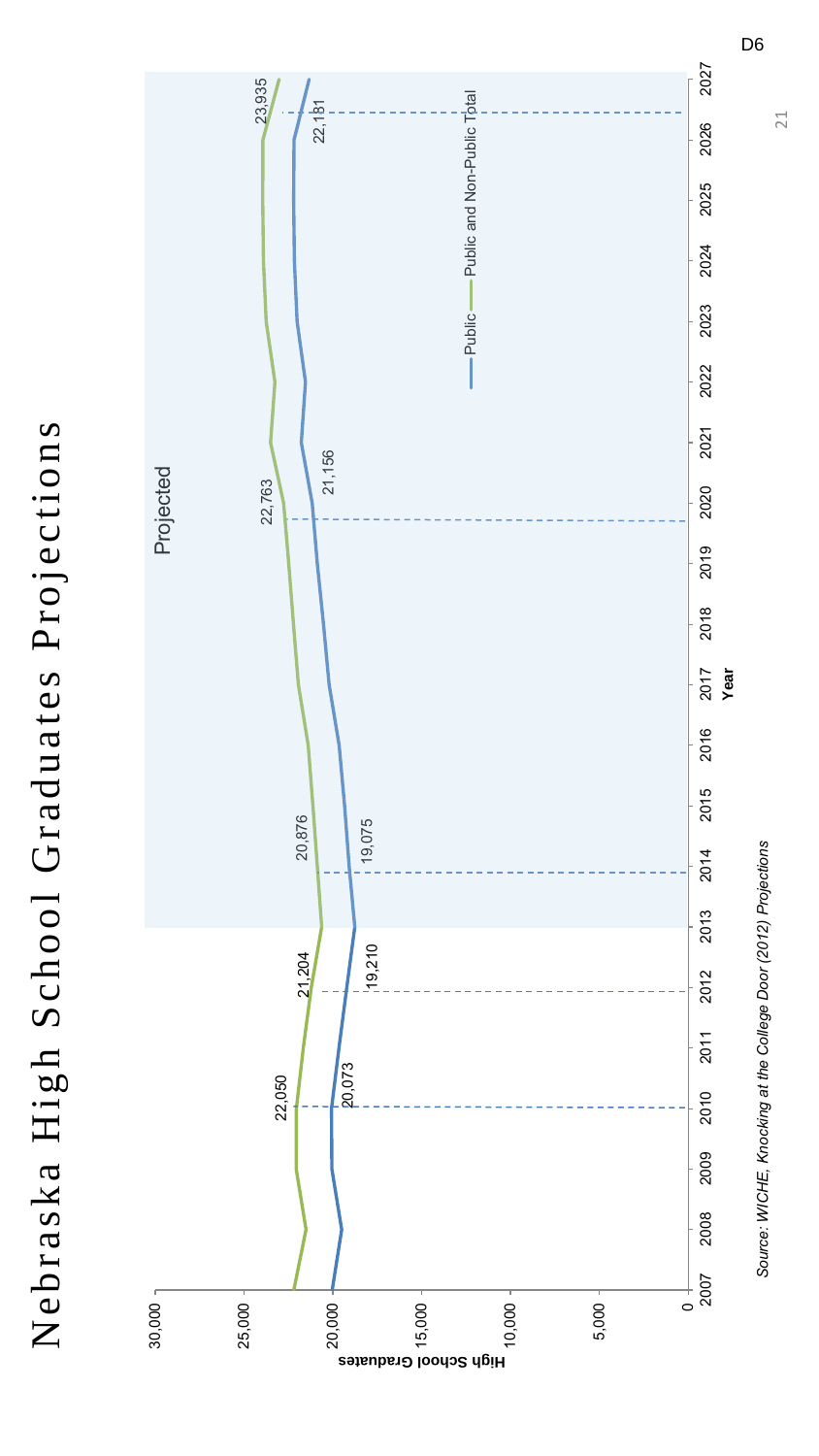# Nebraska High School Graduates Projections

Projected

High School Graduates

Year

Public — Public and Non-Public Total

| Year | Public | Public and Non-Public Total |
|---|---|---|
| 2010 | 20,073 | 22,050 |
| 2012 | 19,210 | 21,204 |
| 2014 | 19,075 | 20,876 |
| 2020 | 21,156 | 22,763 |
| 2026 | 22,181 | 23,935 |

*Source: WICHE, Knocking at the College Door (2012) Projections*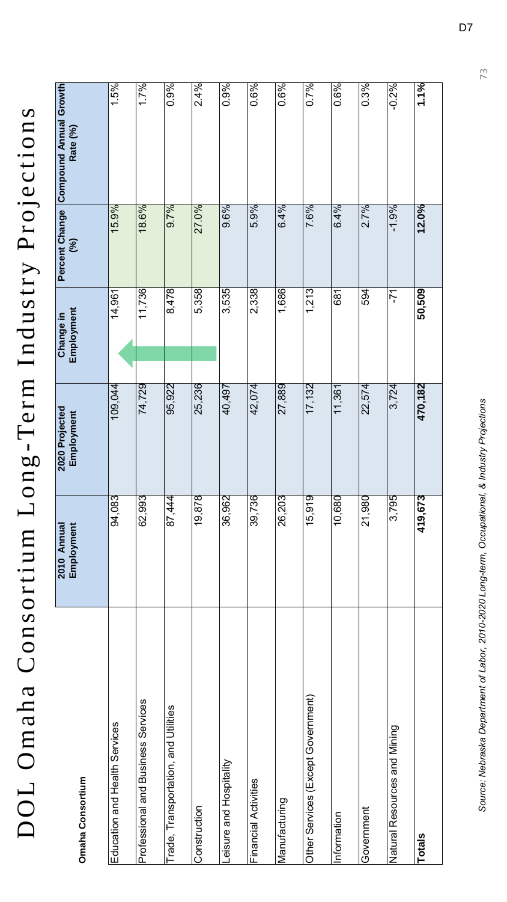# DOL Omaha Consortium Long-Term Industry Projections

| Omaha Consortium | 2010 Annual Employment | 2020 Projected Employment | Change in Employment | Percent Change (%) | Compound Annual Growth Rate (%) |
|---|---|---|---|---|---|
| Education and Health Services | 94,083 | 109,044 | 14,961 | 15.9% | 1.5% |
| Professional and Business Services | 62,993 | 74,729 | 11,736 | 18.6% | 1.7% |
| Trade, Transportation, and Utilities | 87,444 | 95,922 | 8,478 | 9.7% | 0.9% |
| Construction | 19,878 | 25,236 | 5,358 | 27.0% | 2.4% |
| Leisure and Hospitality | 36,962 | 40,497 | 3,535 | 9.6% | 0.9% |
| Financial Activities | 39,736 | 42,074 | 2,338 | 5.9% | 0.6% |
| Manufacturing | 26,203 | 27,889 | 1,686 | 6.4% | 0.6% |
| Other Services (Except Government) | 15,919 | 17,132 | 1,213 | 7.6% | 0.7% |
| Information | 10,680 | 11,361 | 681 | 6.4% | 0.6% |
| Government | 21,980 | 22,574 | 594 | 2.7% | 0.3% |
| Natural Resources and Mining | 3,795 | 3,724 | -71 | -1.9% | -0.2% |
| **Totals** | **419,673** | **470,182** | **50,509** | **12.0%** | **1.1%** |

*Source: Nebraska Department of Labor, 2010-2020 Long-term, Occupational, & Industry Projections*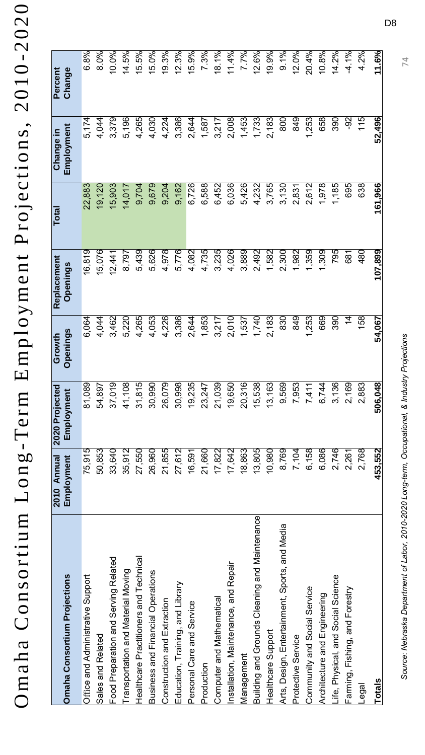# Omaha Consortium Long-Term Employment Projections, 2010-2020

| Omaha Consortium Projections | 2010 Annual Employment | 2020 Projected Employment | Growth Openings | Replacement Openings | Total | Change in Employment | Percent Change |
|---|---|---|---|---|---|---|---|
| Office and Administrative Support | 75,915 | 81,089 | 6,064 | 16,819 | 22,883 | 5,174 | 6.8% |
| Sales and Related | 50,853 | 54,897 | 4,044 | 15,076 | 19,120 | 4,044 | 8.0% |
| Food Preparation and Serving Related | 33,640 | 37,019 | 3,462 | 12,441 | 15,903 | 3,379 | 10.0% |
| Transportation and Material Moving | 35,912 | 41,108 | 5,220 | 8,797 | 14,017 | 5,196 | 14.5% |
| Healthcare Practitioners and Technical | 27,550 | 31,815 | 4,265 | 5,439 | 9,704 | 4,265 | 15.5% |
| Business and Financial Operations | 26,960 | 30,990 | 4,053 | 5,626 | 9,679 | 4,030 | 15.0% |
| Construction and Extraction | 21,855 | 26,079 | 4,226 | 4,978 | 9,204 | 4,224 | 19.3% |
| Education, Training, and Library | 27,612 | 30,998 | 3,386 | 5,776 | 9,162 | 3,386 | 12.3% |
| Personal Care and Service | 16,591 | 19,235 | 2,644 | 4,082 | 6,726 | 2,644 | 15.9% |
| Production | 21,660 | 23,247 | 1,853 | 4,735 | 6,588 | 1,587 | 7.3% |
| Computer and Mathematical | 17,822 | 21,039 | 3,217 | 3,235 | 6,452 | 3,217 | 18.1% |
| Installation, Maintenance, and Repair | 17,642 | 19,650 | 2,010 | 4,026 | 6,036 | 2,008 | 11.4% |
| Management | 18,863 | 20,316 | 1,537 | 3,889 | 5,426 | 1,453 | 7.7% |
| Building and Grounds Cleaning and Maintenance | 13,805 | 15,538 | 1,740 | 2,492 | 4,232 | 1,733 | 12.6% |
| Healthcare Support | 10,980 | 13,163 | 2,183 | 1,582 | 3,765 | 2,183 | 19.9% |
| Arts, Design, Entertainment, Sports, and Media | 8,769 | 9,569 | 830 | 2,300 | 3,130 | 800 | 9.1% |
| Protective Service | 7,104 | 7,953 | 849 | 1,982 | 2,831 | 849 | 12.0% |
| Community and Social Service | 6,158 | 7,411 | 1,253 | 1,359 | 2,612 | 1,253 | 20.4% |
| Architecture and Engineering | 6,086 | 6,744 | 669 | 1,309 | 1,978 | 658 | 10.8% |
| Life, Physical, and Social Science | 2,746 | 3,136 | 390 | 795 | 1,185 | 390 | 14.2% |
| Farming, Fishing, and Forestry | 2,261 | 2,169 | 14 | 681 | 695 | -92 | -4.1% |
| Legal | 2,768 | 2,883 | 158 | 480 | 638 | 115 | 4.2% |
| **Totals** | **453,552** | **506,048** | **54,067** | **107,899** | **161,966** | **52,496** | **11.6%** |

*Source: Nebraska Department of Labor, 2010-2020 Long-term, Occupational, & Industry Projections*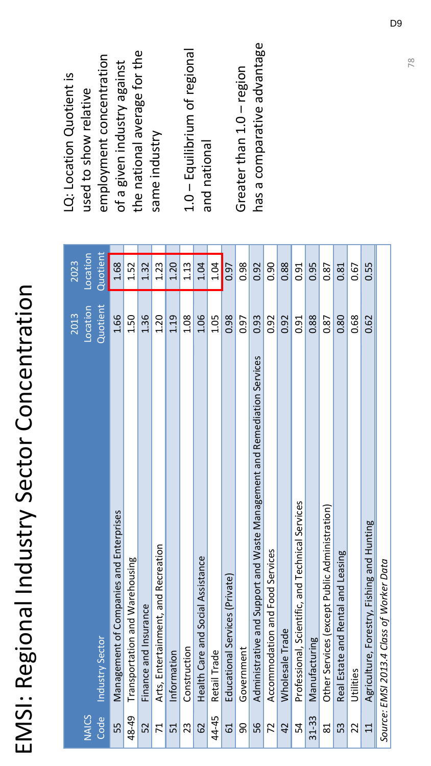# EMSI: Regional Industry Sector Concentration

| NAICS Code | Industry Sector | 2013 Location Quotient | 2023 Location Quotient |
|---|---|---|---|
| 55 | Management of Companies and Enterprises | 1.66 | 1.68 |
| 48-49 | Transportation and Warehousing | 1.50 | 1.52 |
| 52 | Finance and Insurance | 1.36 | 1.32 |
| 71 | Arts, Entertainment, and Recreation | 1.20 | 1.23 |
| 51 | Information | 1.19 | 1.20 |
| 23 | Construction | 1.08 | 1.13 |
| 62 | Health Care and Social Assistance | 1.06 | 1.04 |
| 44-45 | Retail Trade | 1.05 | 1.04 |
| 61 | Educational Services (Private) | 0.98 | 0.97 |
| 90 | Government | 0.97 | 0.98 |
| 56 | Administrative and Support and Waste Management and Remediation Services | 0.93 | 0.92 |
| 72 | Accommodation and Food Services | 0.92 | 0.90 |
| 42 | Wholesale Trade | 0.92 | 0.88 |
| 54 | Professional, Scientific, and Technical Services | 0.91 | 0.91 |
| 31-33 | Manufacturing | 0.88 | 0.95 |
| 81 | Other Services (except Public Administration) | 0.87 | 0.87 |
| 53 | Real Estate and Rental and Leasing | 0.80 | 0.81 |
| 22 | Utilities | 0.68 | 0.67 |
| 11 | Agriculture, Forestry, Fishing and Hunting | 0.62 | 0.55 |

*Source: EMSI 2013.4 Class of Worker Data*

LQ: Location Quotient is used to show relative employment concentration of a given industry against the national average for the same industry

1.0 – Equilibrium of regional and national

Greater than 1.0 – region has a comparative advantage